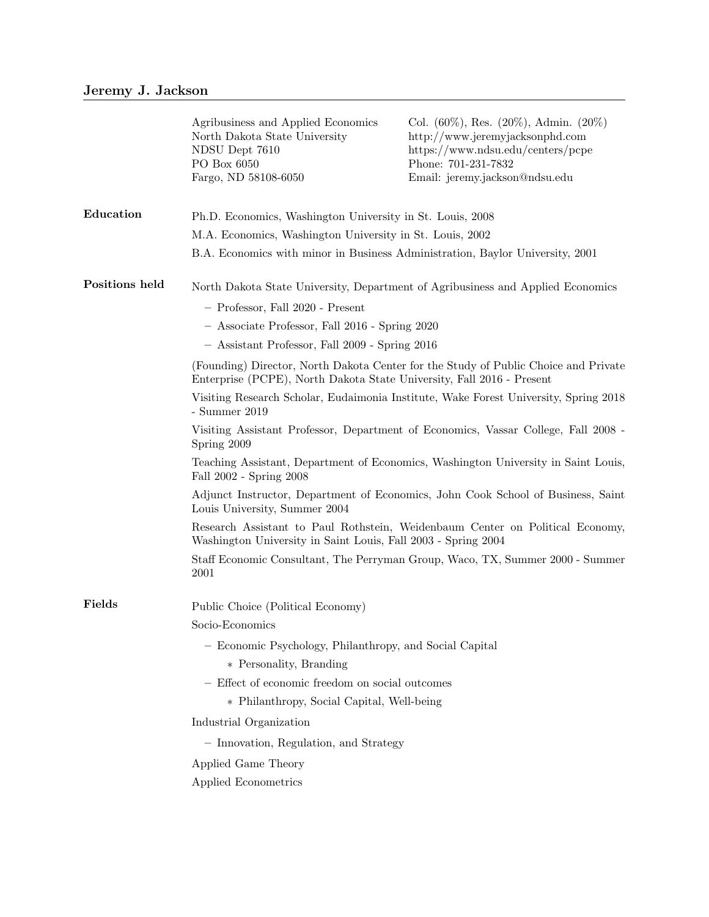# Jeremy J. Jackson

Agribusiness and Applied Economics
North Dakota State University
NDSU Dept 7610
PO Box 6050
Fargo, ND 58108-6050

Col. (60%), Res. (20%), Admin. (20%)
http://www.jeremyjacksonphd.com
https://www.ndsu.edu/centers/pcpe
Phone: 701-231-7832
Email: jeremy.jackson@ndsu.edu

## Education

Ph.D. Economics, Washington University in St. Louis, 2008

M.A. Economics, Washington University in St. Louis, 2002

B.A. Economics with minor in Business Administration, Baylor University, 2001

## Positions held

North Dakota State University, Department of Agribusiness and Applied Economics

- Professor, Fall 2020 - Present
- Associate Professor, Fall 2016 - Spring 2020
- Assistant Professor, Fall 2009 - Spring 2016

(Founding) Director, North Dakota Center for the Study of Public Choice and Private Enterprise (PCPE), North Dakota State University, Fall 2016 - Present

Visiting Research Scholar, Eudaimonia Institute, Wake Forest University, Spring 2018 - Summer 2019

Visiting Assistant Professor, Department of Economics, Vassar College, Fall 2008 - Spring 2009

Teaching Assistant, Department of Economics, Washington University in Saint Louis, Fall 2002 - Spring 2008

Adjunct Instructor, Department of Economics, John Cook School of Business, Saint Louis University, Summer 2004

Research Assistant to Paul Rothstein, Weidenbaum Center on Political Economy, Washington University in Saint Louis, Fall 2003 - Spring 2004

Staff Economic Consultant, The Perryman Group, Waco, TX, Summer 2000 - Summer 2001

## Fields

Public Choice (Political Economy)

Socio-Economics

- Economic Psychology, Philanthropy, and Social Capital
  - Personality, Branding
- Effect of economic freedom on social outcomes
  - Philanthropy, Social Capital, Well-being

Industrial Organization

- Innovation, Regulation, and Strategy

Applied Game Theory

Applied Econometrics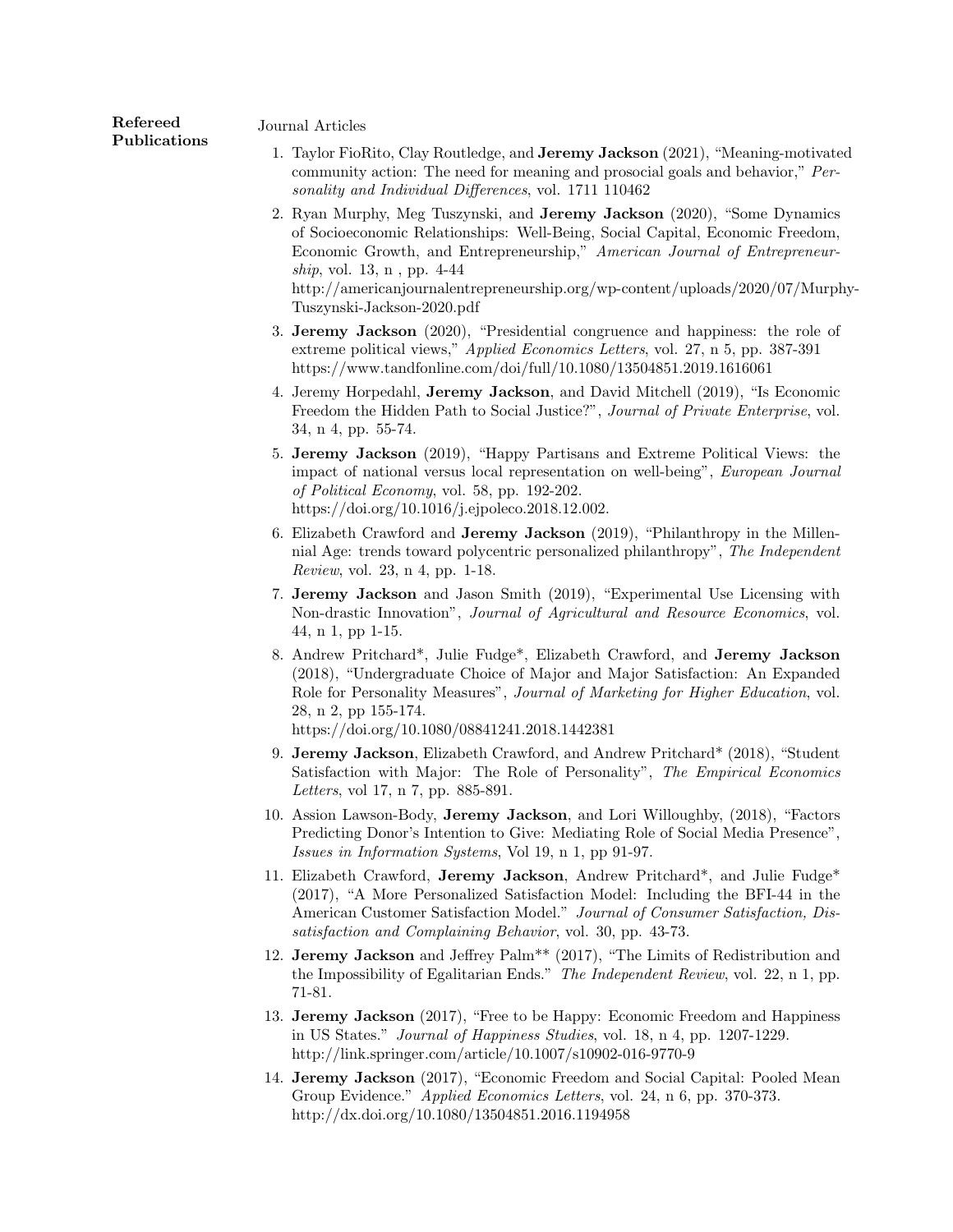## Refereed Publications

Journal Articles

1. Taylor FioRito, Clay Routledge, and **Jeremy Jackson** (2021), "Meaning-motivated community action: The need for meaning and prosocial goals and behavior," *Personality and Individual Differences*, vol. 1711 110462
2. Ryan Murphy, Meg Tuszynski, and **Jeremy Jackson** (2020), "Some Dynamics of Socioeconomic Relationships: Well-Being, Social Capital, Economic Freedom, Economic Growth, and Entrepreneurship," *American Journal of Entrepreneurship*, vol. 13, n , pp. 4-44 http://americanjournalentrepreneurship.org/wp-content/uploads/2020/07/Murphy-Tuszynski-Jackson-2020.pdf
3. **Jeremy Jackson** (2020), "Presidential congruence and happiness: the role of extreme political views," *Applied Economics Letters*, vol. 27, n 5, pp. 387-391 https://www.tandfonline.com/doi/full/10.1080/13504851.2019.1616061
4. Jeremy Horpedahl, **Jeremy Jackson**, and David Mitchell (2019), "Is Economic Freedom the Hidden Path to Social Justice?", *Journal of Private Enterprise*, vol. 34, n 4, pp. 55-74.
5. **Jeremy Jackson** (2019), "Happy Partisans and Extreme Political Views: the impact of national versus local representation on well-being", *European Journal of Political Economy*, vol. 58, pp. 192-202. https://doi.org/10.1016/j.ejpoleco.2018.12.002.
6. Elizabeth Crawford and **Jeremy Jackson** (2019), "Philanthropy in the Millennial Age: trends toward polycentric personalized philanthropy", *The Independent Review*, vol. 23, n 4, pp. 1-18.
7. **Jeremy Jackson** and Jason Smith (2019), "Experimental Use Licensing with Non-drastic Innovation", *Journal of Agricultural and Resource Economics*, vol. 44, n 1, pp 1-15.
8. Andrew Pritchard*, Julie Fudge*, Elizabeth Crawford, and **Jeremy Jackson** (2018), "Undergraduate Choice of Major and Major Satisfaction: An Expanded Role for Personality Measures", *Journal of Marketing for Higher Education*, vol. 28, n 2, pp 155-174. https://doi.org/10.1080/08841241.2018.1442381
9. **Jeremy Jackson**, Elizabeth Crawford, and Andrew Pritchard* (2018), "Student Satisfaction with Major: The Role of Personality", *The Empirical Economics Letters*, vol 17, n 7, pp. 885-891.
10. Assion Lawson-Body, **Jeremy Jackson**, and Lori Willoughby, (2018), "Factors Predicting Donor's Intention to Give: Mediating Role of Social Media Presence", *Issues in Information Systems*, Vol 19, n 1, pp 91-97.
11. Elizabeth Crawford, **Jeremy Jackson**, Andrew Pritchard*, and Julie Fudge* (2017), "A More Personalized Satisfaction Model: Including the BFI-44 in the American Customer Satisfaction Model." *Journal of Consumer Satisfaction, Dissatisfaction and Complaining Behavior*, vol. 30, pp. 43-73.
12. **Jeremy Jackson** and Jeffrey Palm** (2017), "The Limits of Redistribution and the Impossibility of Egalitarian Ends." *The Independent Review*, vol. 22, n 1, pp. 71-81.
13. **Jeremy Jackson** (2017), "Free to be Happy: Economic Freedom and Happiness in US States." *Journal of Happiness Studies*, vol. 18, n 4, pp. 1207-1229. http://link.springer.com/article/10.1007/s10902-016-9770-9
14. **Jeremy Jackson** (2017), "Economic Freedom and Social Capital: Pooled Mean Group Evidence." *Applied Economics Letters*, vol. 24, n 6, pp. 370-373. http://dx.doi.org/10.1080/13504851.2016.1194958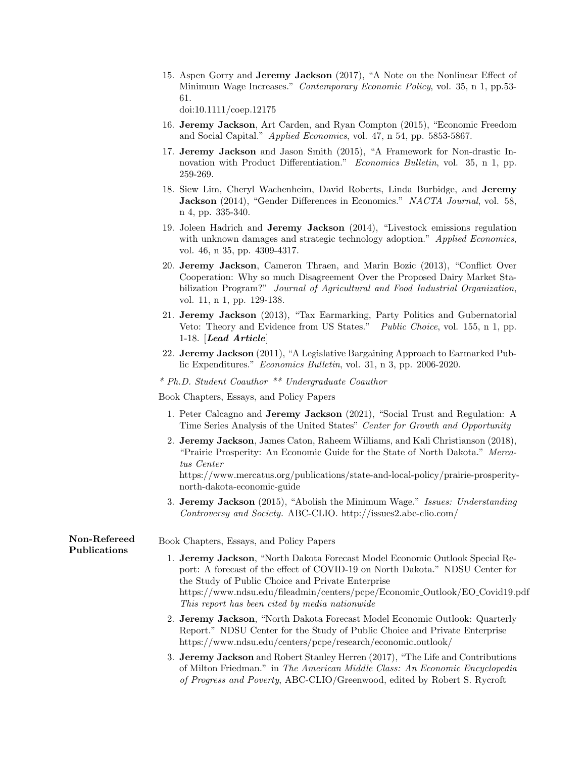15. Aspen Gorry and **Jeremy Jackson** (2017), "A Note on the Nonlinear Effect of Minimum Wage Increases." *Contemporary Economic Policy*, vol. 35, n 1, pp.53-61.
doi:10.1111/coep.12175

16. **Jeremy Jackson**, Art Carden, and Ryan Compton (2015), "Economic Freedom and Social Capital." *Applied Economics*, vol. 47, n 54, pp. 5853-5867.

17. **Jeremy Jackson** and Jason Smith (2015), "A Framework for Non-drastic Innovation with Product Differentiation." *Economics Bulletin*, vol. 35, n 1, pp. 259-269.

18. Siew Lim, Cheryl Wachenheim, David Roberts, Linda Burbidge, and **Jeremy Jackson** (2014), "Gender Differences in Economics." *NACTA Journal*, vol. 58, n 4, pp. 335-340.

19. Joleen Hadrich and **Jeremy Jackson** (2014), "Livestock emissions regulation with unknown damages and strategic technology adoption." *Applied Economics*, vol. 46, n 35, pp. 4309-4317.

20. **Jeremy Jackson**, Cameron Thraen, and Marin Bozic (2013), "Conflict Over Cooperation: Why so much Disagreement Over the Proposed Dairy Market Stabilization Program?" *Journal of Agricultural and Food Industrial Organization*, vol. 11, n 1, pp. 129-138.

21. **Jeremy Jackson** (2013), "Tax Earmarking, Party Politics and Gubernatorial Veto: Theory and Evidence from US States." *Public Choice*, vol. 155, n 1, pp. 1-18. [***Lead Article***]

22. **Jeremy Jackson** (2011), "A Legislative Bargaining Approach to Earmarked Public Expenditures." *Economics Bulletin*, vol. 31, n 3, pp. 2006-2020.

*\* Ph.D. Student Coauthor \*\* Undergraduate Coauthor*

Book Chapters, Essays, and Policy Papers

1. Peter Calcagno and **Jeremy Jackson** (2021), "Social Trust and Regulation: A Time Series Analysis of the United States" *Center for Growth and Opportunity*

2. **Jeremy Jackson**, James Caton, Raheem Williams, and Kali Christianson (2018), "Prairie Prosperity: An Economic Guide for the State of North Dakota." *Mercatus Center*
https://www.mercatus.org/publications/state-and-local-policy/prairie-prosperity-north-dakota-economic-guide

3. **Jeremy Jackson** (2015), "Abolish the Minimum Wage." *Issues: Understanding Controversy and Society.* ABC-CLIO. http://issues2.abc-clio.com/

## Non-Refereed Publications

Book Chapters, Essays, and Policy Papers

1. **Jeremy Jackson**, "North Dakota Forecast Model Economic Outlook Special Report: A forecast of the effect of COVID-19 on North Dakota." NDSU Center for the Study of Public Choice and Private Enterprise
https://www.ndsu.edu/fileadmin/centers/pcpe/Economic_Outlook/EO_Covid19.pdf
*This report has been cited by media nationwide*

2. **Jeremy Jackson**, "North Dakota Forecast Model Economic Outlook: Quarterly Report." NDSU Center for the Study of Public Choice and Private Enterprise
https://www.ndsu.edu/centers/pcpe/research/economic_outlook/

3. **Jeremy Jackson** and Robert Stanley Herren (2017), "The Life and Contributions of Milton Friedman." in *The American Middle Class: An Economic Encyclopedia of Progress and Poverty*, ABC-CLIO/Greenwood, edited by Robert S. Rycroft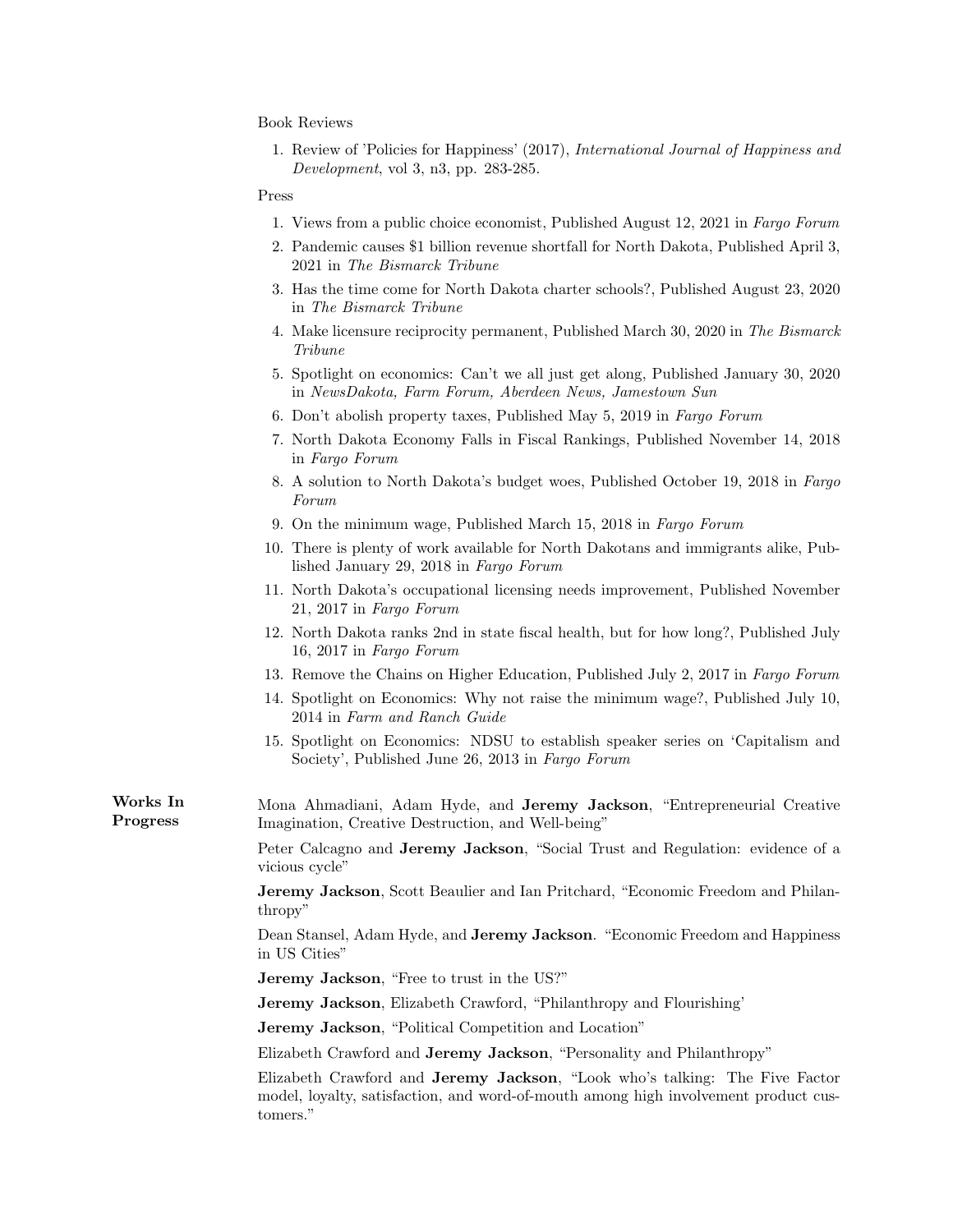Book Reviews

1. Review of 'Policies for Happiness' (2017), *International Journal of Happiness and Development*, vol 3, n3, pp. 283-285.

Press

1. Views from a public choice economist, Published August 12, 2021 in *Fargo Forum*
2. Pandemic causes $1 billion revenue shortfall for North Dakota, Published April 3, 2021 in *The Bismarck Tribune*
3. Has the time come for North Dakota charter schools?, Published August 23, 2020 in *The Bismarck Tribune*
4. Make licensure reciprocity permanent, Published March 30, 2020 in *The Bismarck Tribune*
5. Spotlight on economics: Can't we all just get along, Published January 30, 2020 in *NewsDakota, Farm Forum, Aberdeen News, Jamestown Sun*
6. Don't abolish property taxes, Published May 5, 2019 in *Fargo Forum*
7. North Dakota Economy Falls in Fiscal Rankings, Published November 14, 2018 in *Fargo Forum*
8. A solution to North Dakota's budget woes, Published October 19, 2018 in *Fargo Forum*
9. On the minimum wage, Published March 15, 2018 in *Fargo Forum*
10. There is plenty of work available for North Dakotans and immigrants alike, Published January 29, 2018 in *Fargo Forum*
11. North Dakota's occupational licensing needs improvement, Published November 21, 2017 in *Fargo Forum*
12. North Dakota ranks 2nd in state fiscal health, but for how long?, Published July 16, 2017 in *Fargo Forum*
13. Remove the Chains on Higher Education, Published July 2, 2017 in *Fargo Forum*
14. Spotlight on Economics: Why not raise the minimum wage?, Published July 10, 2014 in *Farm and Ranch Guide*
15. Spotlight on Economics: NDSU to establish speaker series on 'Capitalism and Society', Published June 26, 2013 in *Fargo Forum*

**Works In Progress**

Mona Ahmadiani, Adam Hyde, and **Jeremy Jackson**, "Entrepreneurial Creative Imagination, Creative Destruction, and Well-being"

Peter Calcagno and **Jeremy Jackson**, "Social Trust and Regulation: evidence of a vicious cycle"

**Jeremy Jackson**, Scott Beaulier and Ian Pritchard, "Economic Freedom and Philanthropy"

Dean Stansel, Adam Hyde, and **Jeremy Jackson**. "Economic Freedom and Happiness in US Cities"

**Jeremy Jackson**, "Free to trust in the US?"

**Jeremy Jackson**, Elizabeth Crawford, "Philanthropy and Flourishing'

**Jeremy Jackson**, "Political Competition and Location"

Elizabeth Crawford and **Jeremy Jackson**, "Personality and Philanthropy"

Elizabeth Crawford and **Jeremy Jackson**, "Look who's talking: The Five Factor model, loyalty, satisfaction, and word-of-mouth among high involvement product customers."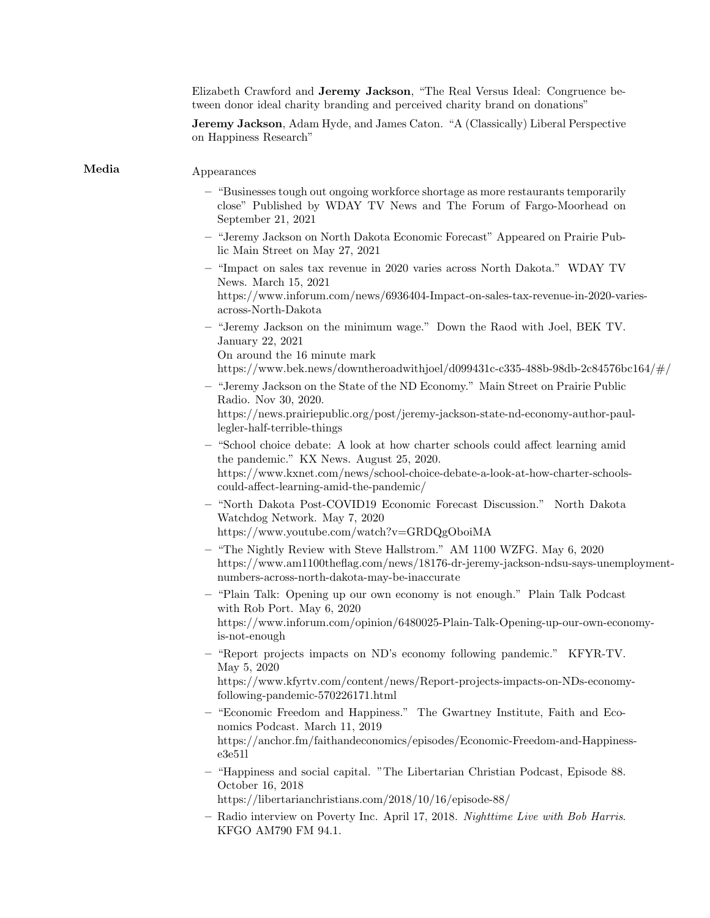Elizabeth Crawford and **Jeremy Jackson**, "The Real Versus Ideal: Congruence between donor ideal charity branding and perceived charity brand on donations"

**Jeremy Jackson**, Adam Hyde, and James Caton. "A (Classically) Liberal Perspective on Happiness Research"

## Media

Appearances

- "Businesses tough out ongoing workforce shortage as more restaurants temporarily close" Published by WDAY TV News and The Forum of Fargo-Moorhead on September 21, 2021
- "Jeremy Jackson on North Dakota Economic Forecast" Appeared on Prairie Public Main Street on May 27, 2021
- "Impact on sales tax revenue in 2020 varies across North Dakota." WDAY TV News. March 15, 2021
  https://www.inforum.com/news/6936404-Impact-on-sales-tax-revenue-in-2020-varies-across-North-Dakota
- "Jeremy Jackson on the minimum wage." Down the Raod with Joel, BEK TV. January 22, 2021
  On around the 16 minute mark
  https://www.bek.news/downtheroadwithjoel/d099431c-c335-488b-98db-2c84576bc164/#/
- "Jeremy Jackson on the State of the ND Economy." Main Street on Prairie Public Radio. Nov 30, 2020.
  https://news.prairiepublic.org/post/jeremy-jackson-state-nd-economy-author-paul-legler-half-terrible-things
- "School choice debate: A look at how charter schools could affect learning amid the pandemic." KX News. August 25, 2020.
  https://www.kxnet.com/news/school-choice-debate-a-look-at-how-charter-schools-could-affect-learning-amid-the-pandemic/
- "North Dakota Post-COVID19 Economic Forecast Discussion." North Dakota Watchdog Network. May 7, 2020
  https://www.youtube.com/watch?v=GRDQgOboiMA
- "The Nightly Review with Steve Hallstrom." AM 1100 WZFG. May 6, 2020
  https://www.am1100theflag.com/news/18176-dr-jeremy-jackson-ndsu-says-unemployment-numbers-across-north-dakota-may-be-inaccurate
- "Plain Talk: Opening up our own economy is not enough." Plain Talk Podcast with Rob Port. May 6, 2020
  https://www.inforum.com/opinion/6480025-Plain-Talk-Opening-up-our-own-economy-is-not-enough
- "Report projects impacts on ND's economy following pandemic." KFYR-TV. May 5, 2020
  https://www.kfyrtv.com/content/news/Report-projects-impacts-on-NDs-economy-following-pandemic-570226171.html
- "Economic Freedom and Happiness." The Gwartney Institute, Faith and Economics Podcast. March 11, 2019
  https://anchor.fm/faithandeconomics/episodes/Economic-Freedom-and-Happiness-e3e51l
- "Happiness and social capital. "The Libertarian Christian Podcast, Episode 88. October 16, 2018
  https://libertarianchristians.com/2018/10/16/episode-88/
- Radio interview on Poverty Inc. April 17, 2018. *Nighttime Live with Bob Harris*. KFGO AM790 FM 94.1.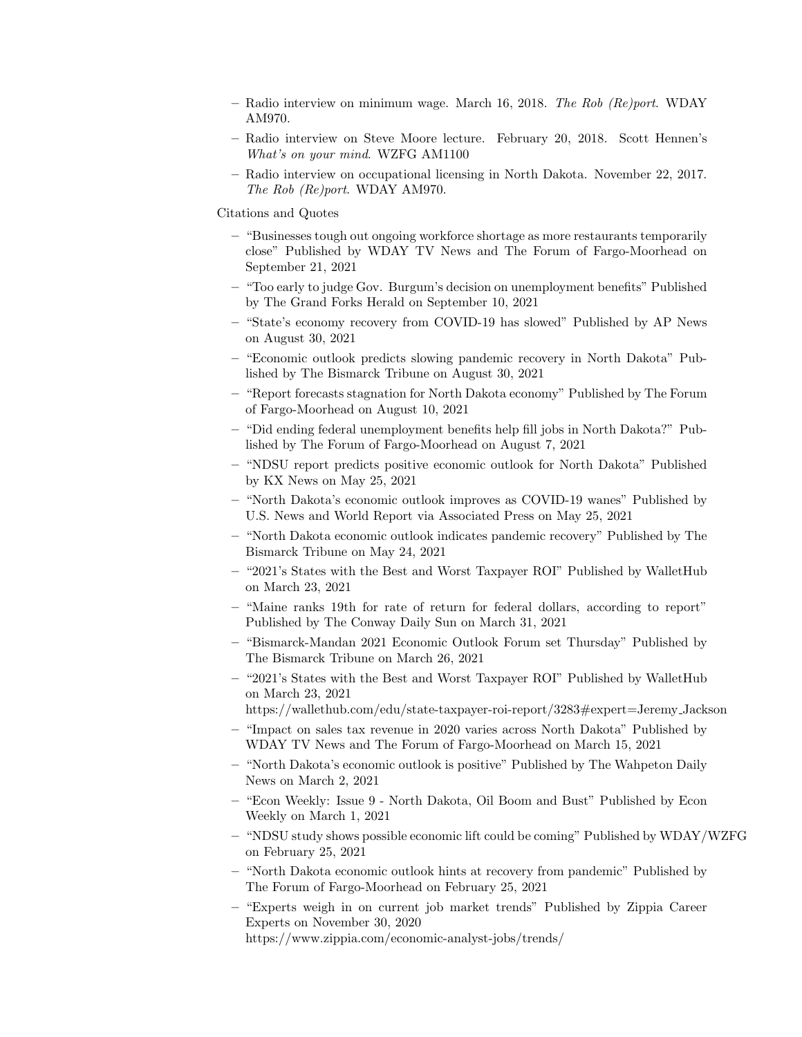- Radio interview on minimum wage. March 16, 2018. *The Rob (Re)port*. WDAY AM970.
- Radio interview on Steve Moore lecture. February 20, 2018. Scott Hennen's *What's on your mind*. WZFG AM1100
- Radio interview on occupational licensing in North Dakota. November 22, 2017. *The Rob (Re)port*. WDAY AM970.

Citations and Quotes

- "Businesses tough out ongoing workforce shortage as more restaurants temporarily close" Published by WDAY TV News and The Forum of Fargo-Moorhead on September 21, 2021
- "Too early to judge Gov. Burgum's decision on unemployment benefits" Published by The Grand Forks Herald on September 10, 2021
- "State's economy recovery from COVID-19 has slowed" Published by AP News on August 30, 2021
- "Economic outlook predicts slowing pandemic recovery in North Dakota" Published by The Bismarck Tribune on August 30, 2021
- "Report forecasts stagnation for North Dakota economy" Published by The Forum of Fargo-Moorhead on August 10, 2021
- "Did ending federal unemployment benefits help fill jobs in North Dakota?" Published by The Forum of Fargo-Moorhead on August 7, 2021
- "NDSU report predicts positive economic outlook for North Dakota" Published by KX News on May 25, 2021
- "North Dakota's economic outlook improves as COVID-19 wanes" Published by U.S. News and World Report via Associated Press on May 25, 2021
- "North Dakota economic outlook indicates pandemic recovery" Published by The Bismarck Tribune on May 24, 2021
- "2021's States with the Best and Worst Taxpayer ROI" Published by WalletHub on March 23, 2021
- "Maine ranks 19th for rate of return for federal dollars, according to report" Published by The Conway Daily Sun on March 31, 2021
- "Bismarck-Mandan 2021 Economic Outlook Forum set Thursday" Published by The Bismarck Tribune on March 26, 2021
- "2021's States with the Best and Worst Taxpayer ROI" Published by WalletHub on March 23, 2021 https://wallethub.com/edu/state-taxpayer-roi-report/3283#expert=Jeremy_Jackson
- "Impact on sales tax revenue in 2020 varies across North Dakota" Published by WDAY TV News and The Forum of Fargo-Moorhead on March 15, 2021
- "North Dakota's economic outlook is positive" Published by The Wahpeton Daily News on March 2, 2021
- "Econ Weekly: Issue 9 - North Dakota, Oil Boom and Bust" Published by Econ Weekly on March 1, 2021
- "NDSU study shows possible economic lift could be coming" Published by WDAY/WZFG on February 25, 2021
- "North Dakota economic outlook hints at recovery from pandemic" Published by The Forum of Fargo-Moorhead on February 25, 2021
- "Experts weigh in on current job market trends" Published by Zippia Career Experts on November 30, 2020 https://www.zippia.com/economic-analyst-jobs/trends/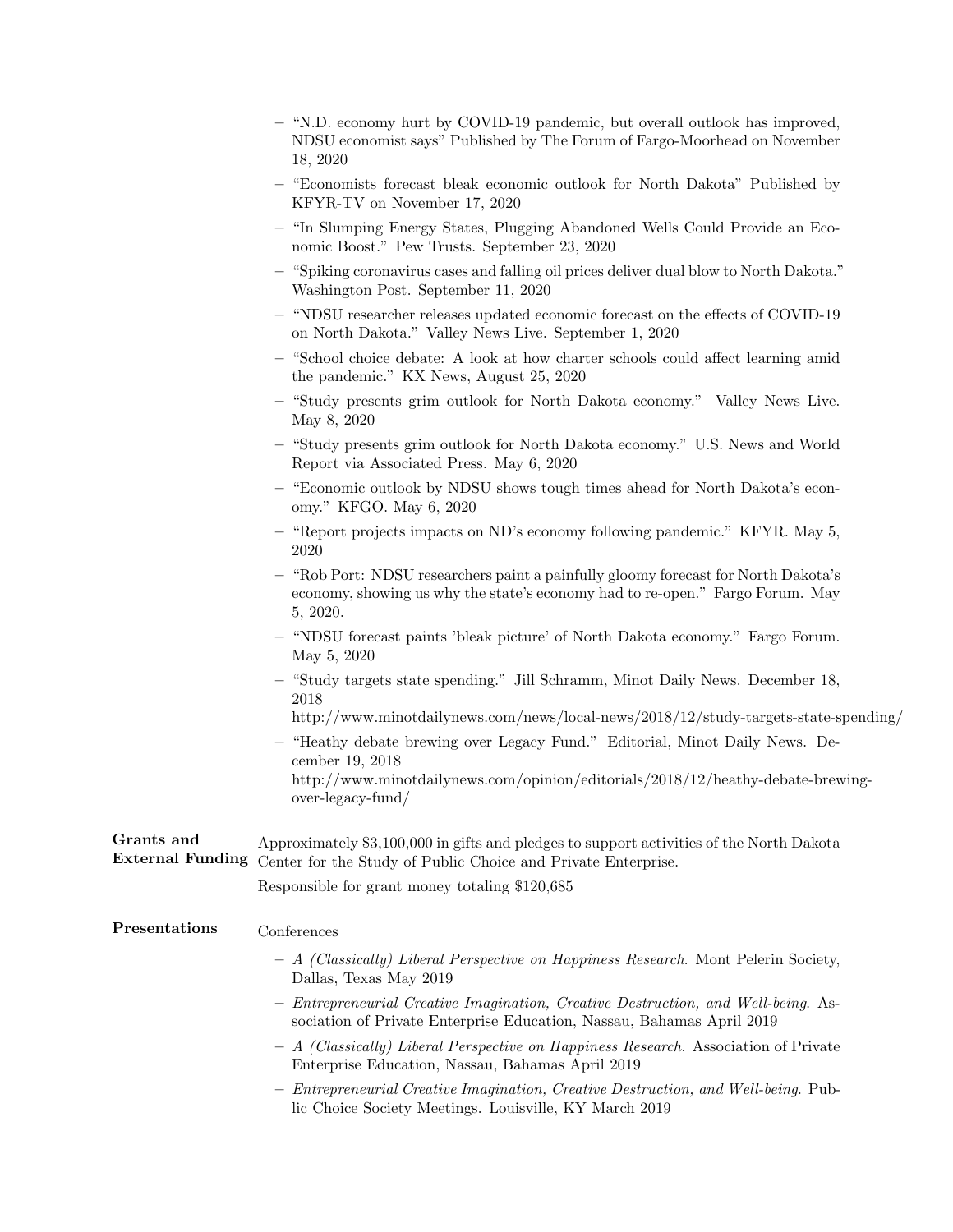- "N.D. economy hurt by COVID-19 pandemic, but overall outlook has improved, NDSU economist says" Published by The Forum of Fargo-Moorhead on November 18, 2020
- "Economists forecast bleak economic outlook for North Dakota" Published by KFYR-TV on November 17, 2020
- "In Slumping Energy States, Plugging Abandoned Wells Could Provide an Economic Boost." Pew Trusts. September 23, 2020
- "Spiking coronavirus cases and falling oil prices deliver dual blow to North Dakota." Washington Post. September 11, 2020
- "NDSU researcher releases updated economic forecast on the effects of COVID-19 on North Dakota." Valley News Live. September 1, 2020
- "School choice debate: A look at how charter schools could affect learning amid the pandemic." KX News, August 25, 2020
- "Study presents grim outlook for North Dakota economy." Valley News Live. May 8, 2020
- "Study presents grim outlook for North Dakota economy." U.S. News and World Report via Associated Press. May 6, 2020
- "Economic outlook by NDSU shows tough times ahead for North Dakota's economy." KFGO. May 6, 2020
- "Report projects impacts on ND's economy following pandemic." KFYR. May 5, 2020
- "Rob Port: NDSU researchers paint a painfully gloomy forecast for North Dakota's economy, showing us why the state's economy had to re-open." Fargo Forum. May 5, 2020.
- "NDSU forecast paints 'bleak picture' of North Dakota economy." Fargo Forum. May 5, 2020
- "Study targets state spending." Jill Schramm, Minot Daily News. December 18, 2018 http://www.minotdailynews.com/news/local-news/2018/12/study-targets-state-spending/
- "Heathy debate brewing over Legacy Fund." Editorial, Minot Daily News. December 19, 2018 http://www.minotdailynews.com/opinion/editorials/2018/12/heathy-debate-brewing-over-legacy-fund/

**Grants and External Funding**

Approximately $3,100,000 in gifts and pledges to support activities of the North Dakota Center for the Study of Public Choice and Private Enterprise.

Responsible for grant money totaling $120,685

**Presentations**

Conferences

- *A (Classically) Liberal Perspective on Happiness Research*. Mont Pelerin Society, Dallas, Texas May 2019
- *Entrepreneurial Creative Imagination, Creative Destruction, and Well-being*. Association of Private Enterprise Education, Nassau, Bahamas April 2019
- *A (Classically) Liberal Perspective on Happiness Research*. Association of Private Enterprise Education, Nassau, Bahamas April 2019
- *Entrepreneurial Creative Imagination, Creative Destruction, and Well-being*. Public Choice Society Meetings. Louisville, KY March 2019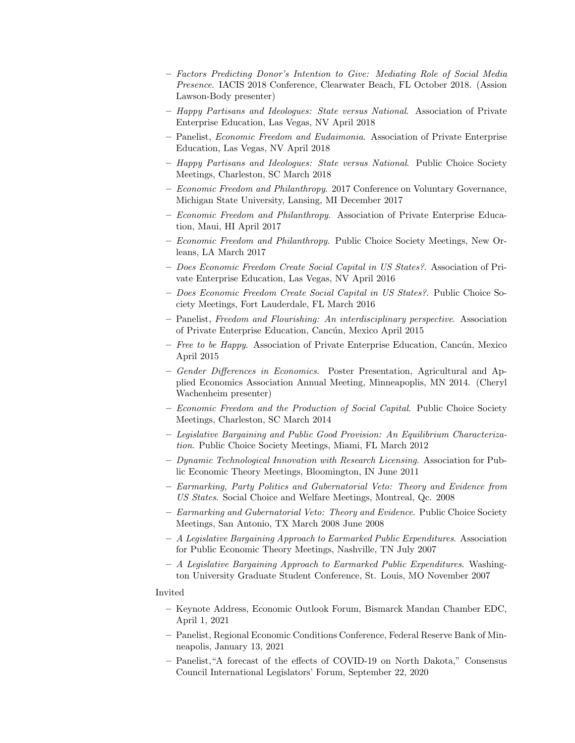- *Factors Predicting Donor's Intention to Give: Mediating Role of Social Media Presence*. IACIS 2018 Conference, Clearwater Beach, FL October 2018. (Assion Lawson-Body presenter)
- *Happy Partisans and Ideologues: State versus National*. Association of Private Enterprise Education, Las Vegas, NV April 2018
- Panelist, *Economic Freedom and Eudaimonia*. Association of Private Enterprise Education, Las Vegas, NV April 2018
- *Happy Partisans and Ideologues: State versus National*. Public Choice Society Meetings, Charleston, SC March 2018
- *Economic Freedom and Philanthropy*. 2017 Conference on Voluntary Governance, Michigan State University, Lansing, MI December 2017
- *Economic Freedom and Philanthropy*. Association of Private Enterprise Education, Maui, HI April 2017
- *Economic Freedom and Philanthropy*. Public Choice Society Meetings, New Orleans, LA March 2017
- *Does Economic Freedom Create Social Capital in US States?*. Association of Private Enterprise Education, Las Vegas, NV April 2016
- *Does Economic Freedom Create Social Capital in US States?*. Public Choice Society Meetings, Fort Lauderdale, FL March 2016
- Panelist, *Freedom and Flourishing: An interdisciplinary perspective*. Association of Private Enterprise Education, Cancún, Mexico April 2015
- *Free to be Happy*. Association of Private Enterprise Education, Cancún, Mexico April 2015
- *Gender Differences in Economics*. Poster Presentation, Agricultural and Applied Economics Association Annual Meeting, Minneapoplis, MN 2014. (Cheryl Wachenheim presenter)
- *Economic Freedom and the Production of Social Capital*. Public Choice Society Meetings, Charleston, SC March 2014
- *Legislative Bargaining and Public Good Provision: An Equilibrium Characterization*. Public Choice Society Meetings, Miami, FL March 2012
- *Dynamic Technological Innovation with Research Licensing*. Association for Public Economic Theory Meetings, Bloomington, IN June 2011
- *Earmarking, Party Politics and Gubernatorial Veto: Theory and Evidence from US States*. Social Choice and Welfare Meetings, Montreal, Qc. 2008
- *Earmarking and Gubernatorial Veto: Theory and Evidence*. Public Choice Society Meetings, San Antonio, TX March 2008 June 2008
- *A Legislative Bargaining Approach to Earmarked Public Expenditures*. Association for Public Economic Theory Meetings, Nashville, TN July 2007
- *A Legislative Bargaining Approach to Earmarked Public Expenditures*. Washington University Graduate Student Conference, St. Louis, MO November 2007

Invited

- Keynote Address, Economic Outlook Forum, Bismarck Mandan Chamber EDC, April 1, 2021
- Panelist, Regional Economic Conditions Conference, Federal Reserve Bank of Minneapolis, January 13, 2021
- Panelist, "A forecast of the effects of COVID-19 on North Dakota," Consensus Council International Legislators' Forum, September 22, 2020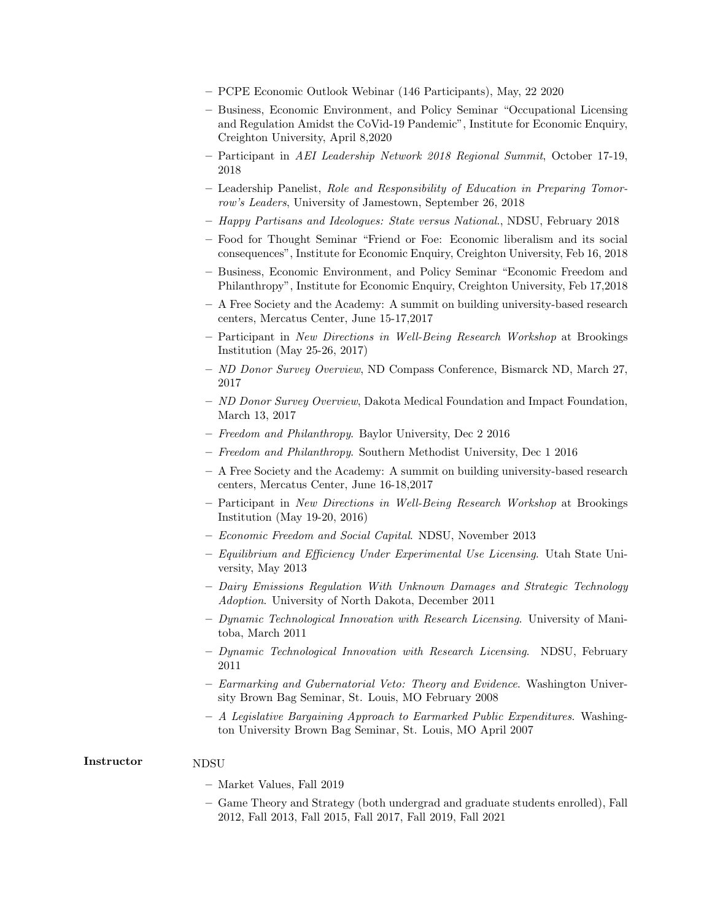- PCPE Economic Outlook Webinar (146 Participants), May, 22 2020
- Business, Economic Environment, and Policy Seminar "Occupational Licensing and Regulation Amidst the CoVid-19 Pandemic", Institute for Economic Enquiry, Creighton University, April 8,2020
- Participant in *AEI Leadership Network 2018 Regional Summit*, October 17-19, 2018
- Leadership Panelist, *Role and Responsibility of Education in Preparing Tomorrow's Leaders*, University of Jamestown, September 26, 2018
- *Happy Partisans and Ideologues: State versus National.*, NDSU, February 2018
- Food for Thought Seminar "Friend or Foe: Economic liberalism and its social consequences", Institute for Economic Enquiry, Creighton University, Feb 16, 2018
- Business, Economic Environment, and Policy Seminar "Economic Freedom and Philanthropy", Institute for Economic Enquiry, Creighton University, Feb 17,2018
- A Free Society and the Academy: A summit on building university-based research centers, Mercatus Center, June 15-17,2017
- Participant in *New Directions in Well-Being Research Workshop* at Brookings Institution (May 25-26, 2017)
- *ND Donor Survey Overview*, ND Compass Conference, Bismarck ND, March 27, 2017
- *ND Donor Survey Overview*, Dakota Medical Foundation and Impact Foundation, March 13, 2017
- *Freedom and Philanthropy*. Baylor University, Dec 2 2016
- *Freedom and Philanthropy*. Southern Methodist University, Dec 1 2016
- A Free Society and the Academy: A summit on building university-based research centers, Mercatus Center, June 16-18,2017
- Participant in *New Directions in Well-Being Research Workshop* at Brookings Institution (May 19-20, 2016)
- *Economic Freedom and Social Capital*. NDSU, November 2013
- *Equilibrium and Efficiency Under Experimental Use Licensing*. Utah State University, May 2013
- *Dairy Emissions Regulation With Unknown Damages and Strategic Technology Adoption*. University of North Dakota, December 2011
- *Dynamic Technological Innovation with Research Licensing*. University of Manitoba, March 2011
- *Dynamic Technological Innovation with Research Licensing*. NDSU, February 2011
- *Earmarking and Gubernatorial Veto: Theory and Evidence*. Washington University Brown Bag Seminar, St. Louis, MO February 2008
- *A Legislative Bargaining Approach to Earmarked Public Expenditures*. Washington University Brown Bag Seminar, St. Louis, MO April 2007

**Instructor**

NDSU

- Market Values, Fall 2019
- Game Theory and Strategy (both undergrad and graduate students enrolled), Fall 2012, Fall 2013, Fall 2015, Fall 2017, Fall 2019, Fall 2021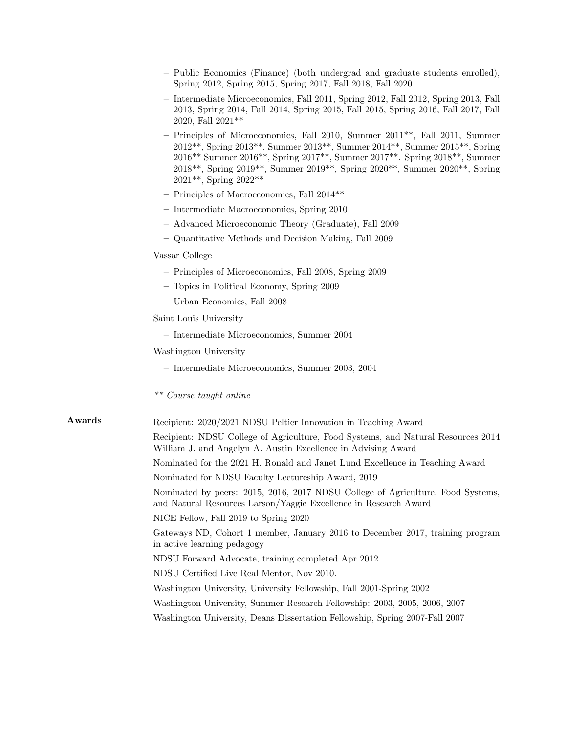- Public Economics (Finance) (both undergrad and graduate students enrolled), Spring 2012, Spring 2015, Spring 2017, Fall 2018, Fall 2020
- Intermediate Microeconomics, Fall 2011, Spring 2012, Fall 2012, Spring 2013, Fall 2013, Spring 2014, Fall 2014, Spring 2015, Fall 2015, Spring 2016, Fall 2017, Fall 2020, Fall 2021**
- Principles of Microeconomics, Fall 2010, Summer 2011**, Fall 2011, Summer 2012**, Spring 2013**, Summer 2013**, Summer 2014**, Summer 2015**, Spring 2016** Summer 2016**, Spring 2017**, Summer 2017**. Spring 2018**, Summer 2018**, Spring 2019**, Summer 2019**, Spring 2020**, Summer 2020**, Spring 2021**, Spring 2022**
- Principles of Macroeconomics, Fall 2014**
- Intermediate Macroeconomics, Spring 2010
- Advanced Microeconomic Theory (Graduate), Fall 2009
- Quantitative Methods and Decision Making, Fall 2009

Vassar College

- Principles of Microeconomics, Fall 2008, Spring 2009
- Topics in Political Economy, Spring 2009
- Urban Economics, Fall 2008

Saint Louis University

- Intermediate Microeconomics, Summer 2004

Washington University

- Intermediate Microeconomics, Summer 2003, 2004

*** Course taught online*

**Awards**

Recipient: 2020/2021 NDSU Peltier Innovation in Teaching Award

Recipient: NDSU College of Agriculture, Food Systems, and Natural Resources 2014 William J. and Angelyn A. Austin Excellence in Advising Award

Nominated for the 2021 H. Ronald and Janet Lund Excellence in Teaching Award

Nominated for NDSU Faculty Lectureship Award, 2019

Nominated by peers: 2015, 2016, 2017 NDSU College of Agriculture, Food Systems, and Natural Resources Larson/Yaggie Excellence in Research Award

NICE Fellow, Fall 2019 to Spring 2020

Gateways ND, Cohort 1 member, January 2016 to December 2017, training program in active learning pedagogy

NDSU Forward Advocate, training completed Apr 2012

NDSU Certified Live Real Mentor, Nov 2010.

Washington University, University Fellowship, Fall 2001-Spring 2002

Washington University, Summer Research Fellowship: 2003, 2005, 2006, 2007

Washington University, Deans Dissertation Fellowship, Spring 2007-Fall 2007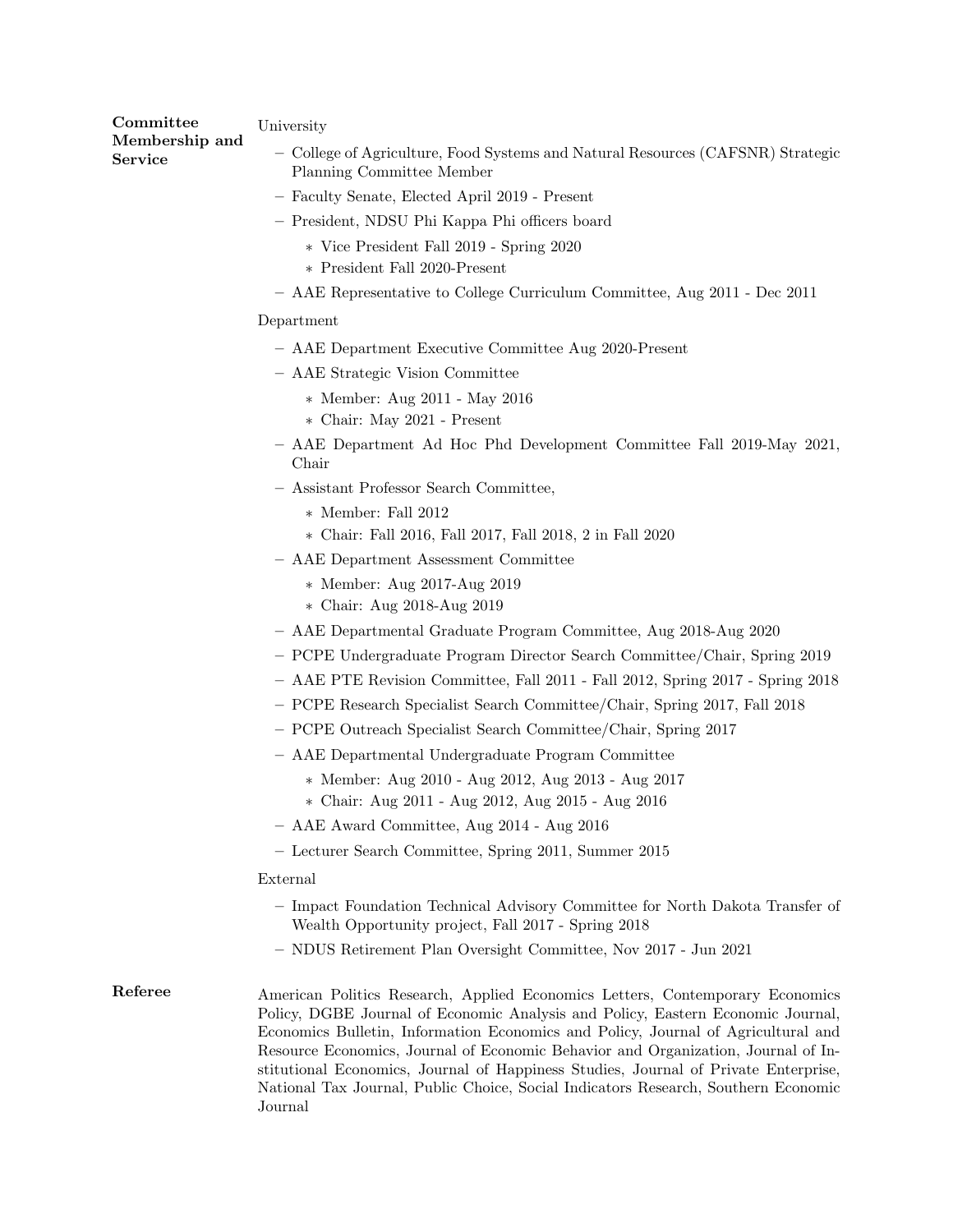## Committee Membership and Service

University

- College of Agriculture, Food Systems and Natural Resources (CAFSNR) Strategic Planning Committee Member
- Faculty Senate, Elected April 2019 - Present
- President, NDSU Phi Kappa Phi officers board
  - Vice President Fall 2019 - Spring 2020
  - President Fall 2020-Present
- AAE Representative to College Curriculum Committee, Aug 2011 - Dec 2011

Department

- AAE Department Executive Committee Aug 2020-Present
- AAE Strategic Vision Committee
  - Member: Aug 2011 - May 2016
  - Chair: May 2021 - Present
- AAE Department Ad Hoc Phd Development Committee Fall 2019-May 2021, Chair
- Assistant Professor Search Committee,
  - Member: Fall 2012
  - Chair: Fall 2016, Fall 2017, Fall 2018, 2 in Fall 2020
- AAE Department Assessment Committee
  - Member: Aug 2017-Aug 2019
  - Chair: Aug 2018-Aug 2019
- AAE Departmental Graduate Program Committee, Aug 2018-Aug 2020
- PCPE Undergraduate Program Director Search Committee/Chair, Spring 2019
- AAE PTE Revision Committee, Fall 2011 - Fall 2012, Spring 2017 - Spring 2018
- PCPE Research Specialist Search Committee/Chair, Spring 2017, Fall 2018
- PCPE Outreach Specialist Search Committee/Chair, Spring 2017
- AAE Departmental Undergraduate Program Committee
  - Member: Aug 2010 - Aug 2012, Aug 2013 - Aug 2017
  - Chair: Aug 2011 - Aug 2012, Aug 2015 - Aug 2016
- AAE Award Committee, Aug 2014 - Aug 2016
- Lecturer Search Committee, Spring 2011, Summer 2015

External

- Impact Foundation Technical Advisory Committee for North Dakota Transfer of Wealth Opportunity project, Fall 2017 - Spring 2018
- NDUS Retirement Plan Oversight Committee, Nov 2017 - Jun 2021

## Referee

American Politics Research, Applied Economics Letters, Contemporary Economics Policy, DGBE Journal of Economic Analysis and Policy, Eastern Economic Journal, Economics Bulletin, Information Economics and Policy, Journal of Agricultural and Resource Economics, Journal of Economic Behavior and Organization, Journal of Institutional Economics, Journal of Happiness Studies, Journal of Private Enterprise, National Tax Journal, Public Choice, Social Indicators Research, Southern Economic Journal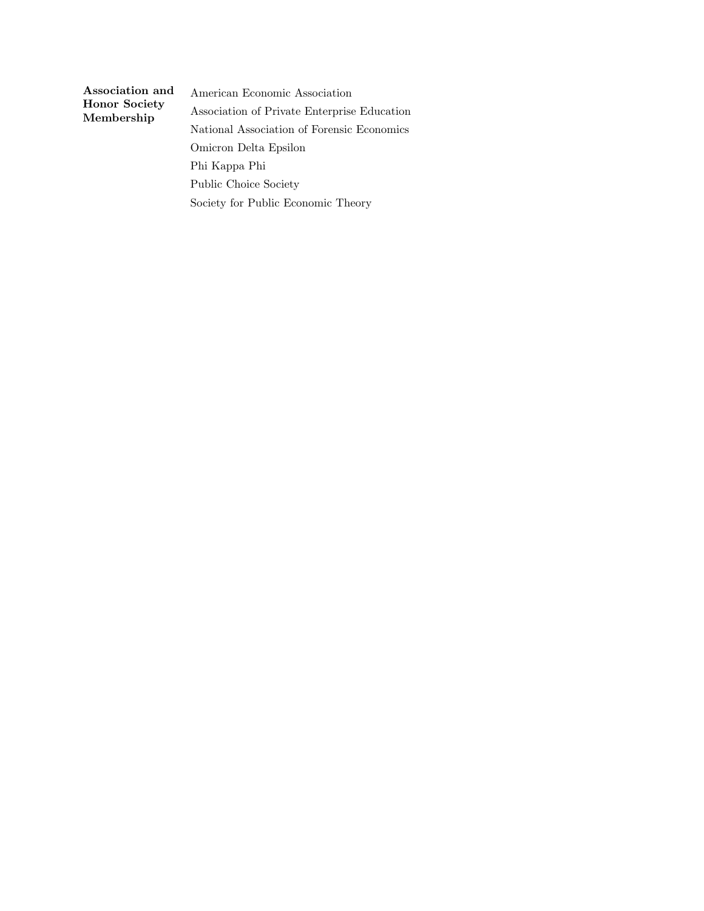**Association and Honor Society Membership**

American Economic Association

Association of Private Enterprise Education

National Association of Forensic Economics

Omicron Delta Epsilon

Phi Kappa Phi

Public Choice Society

Society for Public Economic Theory